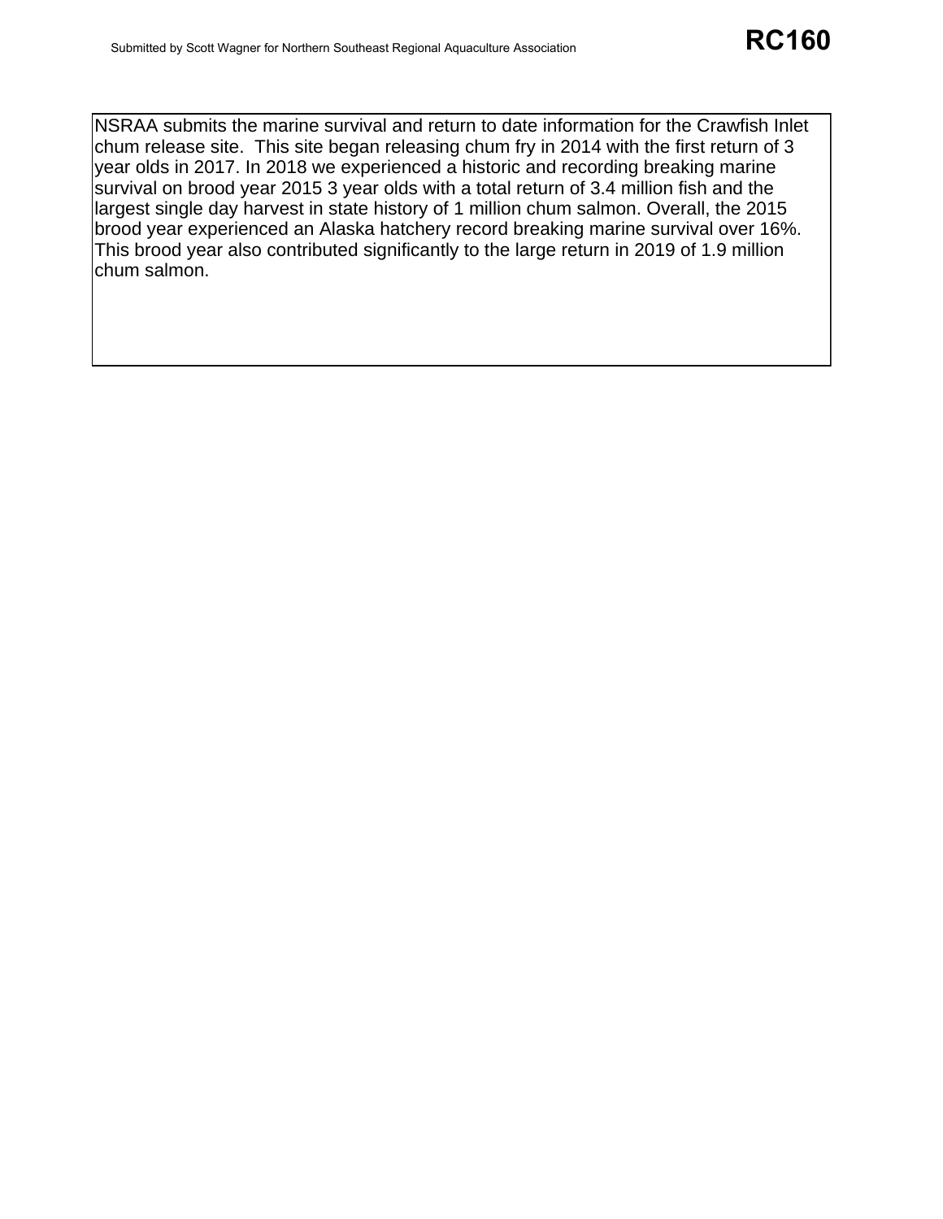Submitted by Scott Wagner for Northern Southeast Regional Aquaculture Association

**RC160**

NSRAA submits the marine survival and return to date information for the Crawfish Inlet chum release site. This site began releasing chum fry in 2014 with the first return of 3 year olds in 2017. In 2018 we experienced a historic and recording breaking marine survival on brood year 2015 3 year olds with a total return of 3.4 million fish and the largest single day harvest in state history of 1 million chum salmon. Overall, the 2015 brood year experienced an Alaska hatchery record breaking marine survival over 16%. This brood year also contributed significantly to the large return in 2019 of 1.9 million chum salmon.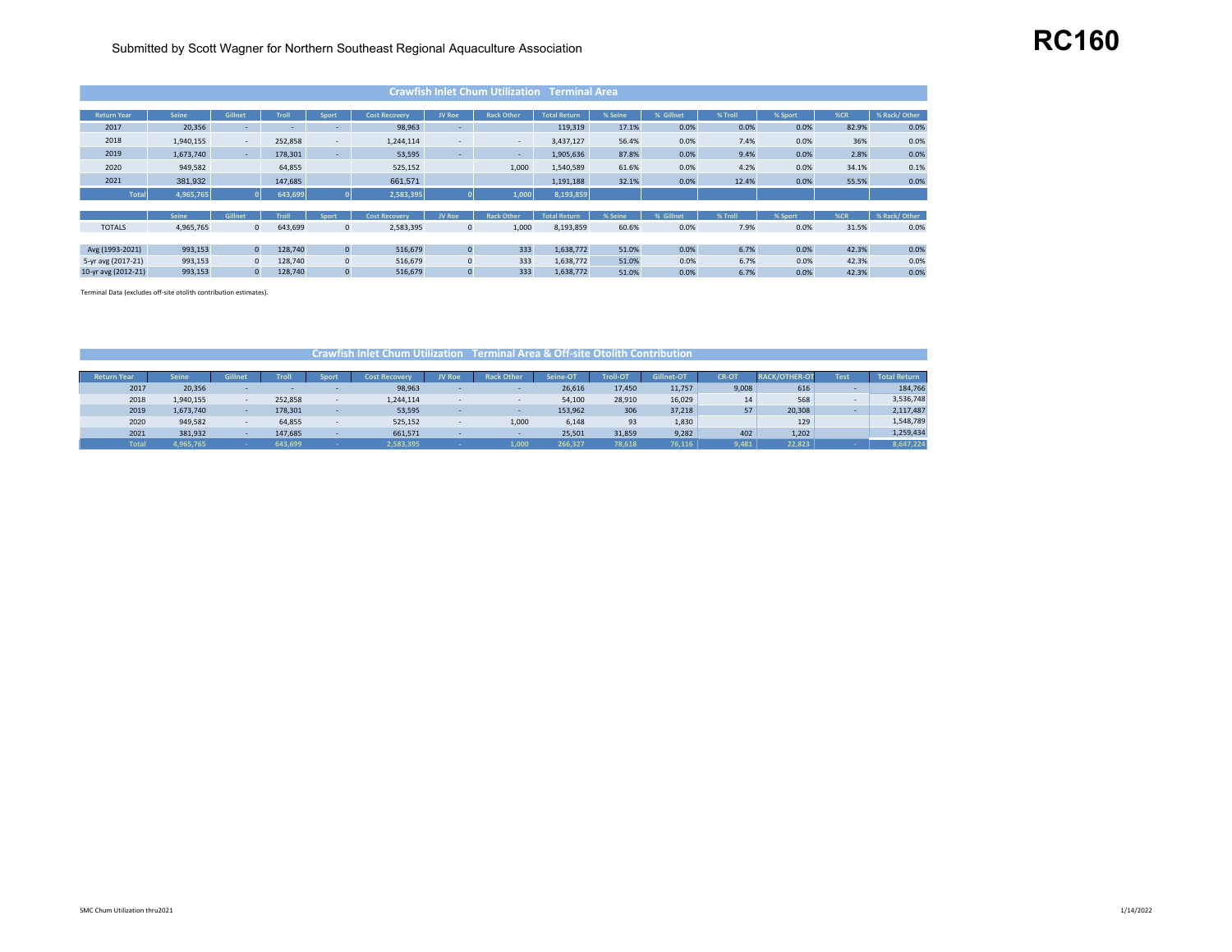Submitted by Scott Wagner for Northern Southeast Regional Aquaculture Association

**RC160**

## Crawfish Inlet Chum Utilization Terminal Area

| Return Year | Seine | Gillnet | Troll | Sport | Cost Recovery | JV Roe | Rack Other | Total Return | % Seine | % Gillnet | % Troll | % Sport | %CR | % Rack/ Other |
|---|---|---|---|---|---|---|---|---|---|---|---|---|---|---|
| 2017 | 20,356 | - | - | - | 98,963 | - | | 119,319 | 17.1% | 0.0% | 0.0% | 0.0% | 82.9% | 0.0% |
| 2018 | 1,940,155 | - | 252,858 | - | 1,244,114 | - | - | 3,437,127 | 56.4% | 0.0% | 7.4% | 0.0% | 36% | 0.0% |
| 2019 | 1,673,740 | - | 178,301 | - | 53,595 | - | - | 1,905,636 | 87.8% | 0.0% | 9.4% | 0.0% | 2.8% | 0.0% |
| 2020 | 949,582 | | 64,855 | | 525,152 | | 1,000 | 1,540,589 | 61.6% | 0.0% | 4.2% | 0.0% | 34.1% | 0.1% |
| 2021 | 381,932 | | 147,685 | | 661,571 | | | 1,191,188 | 32.1% | 0.0% | 12.4% | 0.0% | 55.5% | 0.0% |
| Total | 4,965,765 | 0 | 643,699 | 0 | 2,583,395 | 0 | 1,000 | 8,193,859 | | | | | | |

| | Seine | Gillnet | Troll | Sport | Cost Recovery | JV Roe | Rack Other | Total Return | % Seine | % Gillnet | % Troll | % Sport | %CR | % Rack/ Other |
|---|---|---|---|---|---|---|---|---|---|---|---|---|---|---|
| TOTALS | 4,965,765 | 0 | 643,699 | 0 | 2,583,395 | 0 | 1,000 | 8,193,859 | 60.6% | 0.0% | 7.9% | 0.0% | 31.5% | 0.0% |
| Avg (1993-2021) | 993,153 | 0 | 128,740 | 0 | 516,679 | 0 | 333 | 1,638,772 | 51.0% | 0.0% | 6.7% | 0.0% | 42.3% | 0.0% |
| 5-yr avg (2017-21) | 993,153 | 0 | 128,740 | 0 | 516,679 | 0 | 333 | 1,638,772 | 51.0% | 0.0% | 6.7% | 0.0% | 42.3% | 0.0% |
| 10-yr avg (2012-21) | 993,153 | 0 | 128,740 | 0 | 516,679 | 0 | 333 | 1,638,772 | 51.0% | 0.0% | 6.7% | 0.0% | 42.3% | 0.0% |

Terminal Data (excludes off-site otolith contribution estimates).

## Crawfish Inlet Chum Utilization Terminal Area & Off-site Otolith Contribution

| Return Year | Seine | Gillnet | Troll | Sport | Cost Recovery | JV Roe | Rack Other | Seine-OT | Troll-OT | Gillnet-OT | CR-OT | RACK/OTHER-OT | Test | Total Return |
|---|---|---|---|---|---|---|---|---|---|---|---|---|---|---|
| 2017 | 20,356 | - | - | - | 98,963 | - | - | 26,616 | 17,450 | 11,757 | 9,008 | 616 | - | 184,766 |
| 2018 | 1,940,155 | - | 252,858 | - | 1,244,114 | - | - | 54,100 | 28,910 | 16,029 | 14 | 568 | - | 3,536,748 |
| 2019 | 1,673,740 | - | 178,301 | - | 53,595 | - | - | 153,962 | 306 | 37,218 | 57 | 20,308 | - | 2,117,487 |
| 2020 | 949,582 | - | 64,855 | - | 525,152 | - | 1,000 | 6,148 | 93 | 1,830 | | 129 | | 1,548,789 |
| 2021 | 381,932 | - | 147,685 | - | 661,571 | - | - | 25,501 | 31,859 | 9,282 | 402 | 1,202 | | 1,259,434 |
| Total | 4,965,765 | - | 643,699 | - | 2,583,395 | - | 1,000 | 266,327 | 78,618 | 76,116 | 9,481 | 22,823 | - | 8,647,224 |

SMC Chum Utilization thru2021

1/14/2022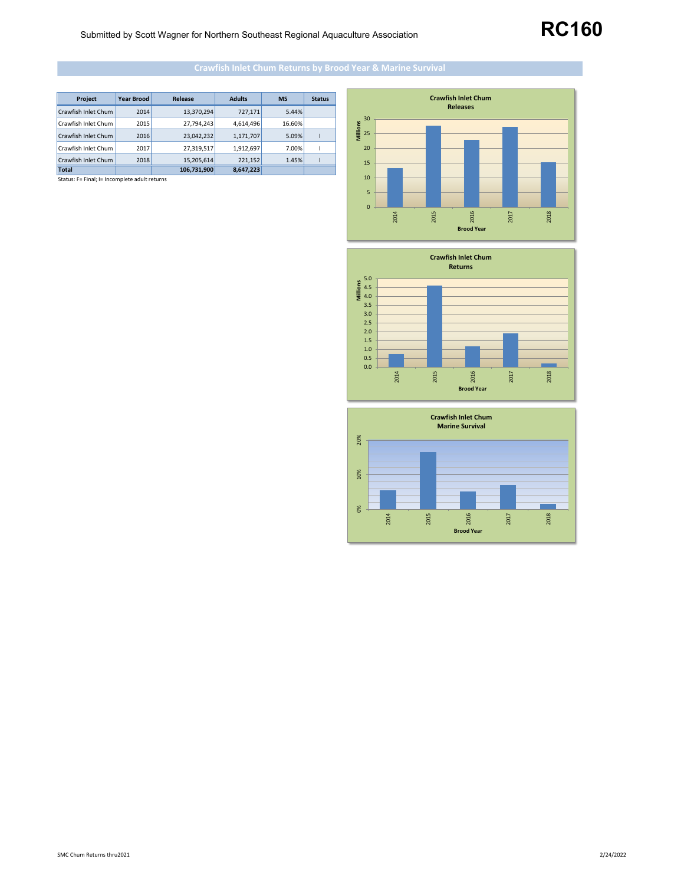Submitted by Scott Wagner for Northern Southeast Regional Aquaculture Association

# RC160

## Crawfish Inlet Chum Returns by Brood Year & Marine Survival

| Project | Year Brood | Release | Adults | MS | Status |
|---|---|---|---|---|---|
| Crawfish Inlet Chum | 2014 | 13,370,294 | 727,171 | 5.44% | |
| Crawfish Inlet Chum | 2015 | 27,794,243 | 4,614,496 | 16.60% | |
| Crawfish Inlet Chum | 2016 | 23,042,232 | 1,171,707 | 5.09% | I |
| Crawfish Inlet Chum | 2017 | 27,319,517 | 1,912,697 | 7.00% | I |
| Crawfish Inlet Chum | 2018 | 15,205,614 | 221,152 | 1.45% | I |
| **Total** | | **106,731,900** | **8,647,223** | | |

Status: F= Final; I= Incomplete adult returns

**Crawfish Inlet Chum Releases** (Millions, by Brood Year)

**Crawfish Inlet Chum Returns** (Millions, by Brood Year)

**Crawfish Inlet Chum Marine Survival** (by Brood Year)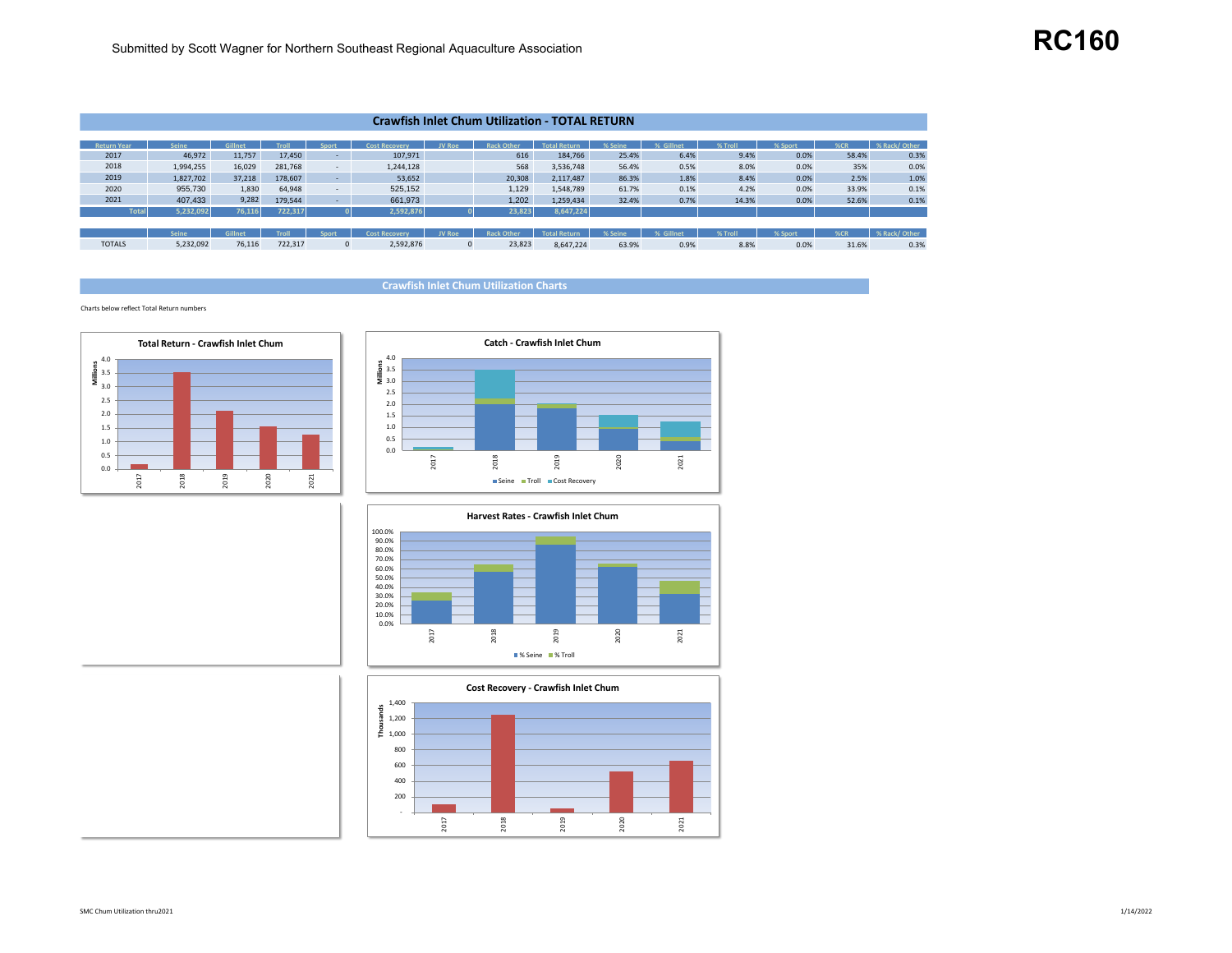Submitted by Scott Wagner for Northern Southeast Regional Aquaculture Association

# RC160

## Crawfish Inlet Chum Utilization - TOTAL RETURN

| Return Year | Seine | Gillnet | Troll | Sport | Cost Recovery | JV Roe | Rack Other | Total Return | % Seine | % Gillnet | % Troll | % Sport | %CR | % Rack/ Other |
|---|---|---|---|---|---|---|---|---|---|---|---|---|---|---|
| 2017 | 46,972 | 11,757 | 17,450 | - | 107,971 | | 616 | 184,766 | 25.4% | 6.4% | 9.4% | 0.0% | 58.4% | 0.3% |
| 2018 | 1,994,255 | 16,029 | 281,768 | - | 1,244,128 | | 568 | 3,536,748 | 56.4% | 0.5% | 8.0% | 0.0% | 35% | 0.0% |
| 2019 | 1,827,702 | 37,218 | 178,607 | - | 53,652 | | 20,308 | 2,117,487 | 86.3% | 1.8% | 8.4% | 0.0% | 2.5% | 1.0% |
| 2020 | 955,730 | 1,830 | 64,948 | - | 525,152 | | 1,129 | 1,548,789 | 61.7% | 0.1% | 4.2% | 0.0% | 33.9% | 0.1% |
| 2021 | 407,433 | 9,282 | 179,544 | - | 661,973 | | 1,202 | 1,259,434 | 32.4% | 0.7% | 14.3% | 0.0% | 52.6% | 0.1% |
| Total | 5,232,092 | 76,116 | 722,317 | 0 | 2,592,876 | 0 | 23,823 | 8,647,224 | | | | | | |

| | Seine | Gillnet | Troll | Sport | Cost Recovery | JV Roe | Rack Other | Total Return | % Seine | % Gillnet | % Troll | % Sport | %CR | % Rack/ Other |
|---|---|---|---|---|---|---|---|---|---|---|---|---|---|---|
| TOTALS | 5,232,092 | 76,116 | 722,317 | 0 | 2,592,876 | 0 | 23,823 | 8,647,224 | 63.9% | 0.9% | 8.8% | 0.0% | 31.6% | 0.3% |

## Crawfish Inlet Chum Utilization Charts

Charts below reflect Total Return numbers

Total Return - Crawfish Inlet Chum
Millions
4.0
3.5
3.0
2.5
2.0
1.5
1.0
0.5
0.0
2017
2018
2019
2020
2021

Catch - Crawfish Inlet Chum
Millions
4.0
3.5
3.0
2.5
2.0
1.5
1.0
0.5
0.0
2017
2018
2019
2020
2021
Seine
Troll
Cost Recovery

Harvest Rates - Crawfish Inlet Chum
100.0%
90.0%
80.0%
70.0%
60.0%
50.0%
40.0%
30.0%
20.0%
10.0%
0.0%
2017
2018
2019
2020
2021
% Seine
% Troll

Cost Recovery - Crawfish Inlet Chum
Thousands
1,400
1,200
1,000
800
600
400
200
-
2017
2018
2019
2020
2021

SMC Chum Utilization thru2021

1/14/2022